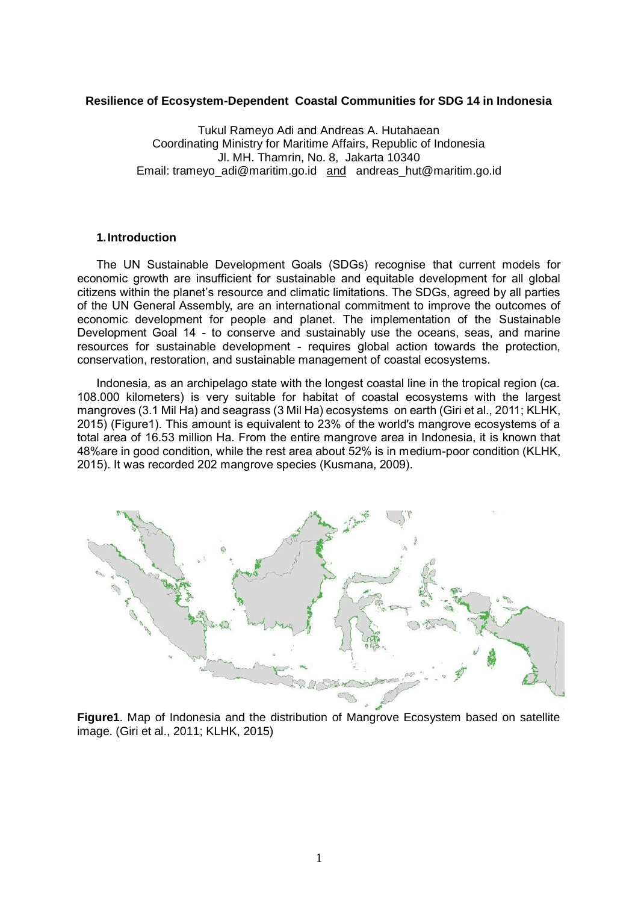# Resilience of Ecosystem-Dependent Coastal Communities for SDG 14 in Indonesia

Tukul Rameyo Adi and Andreas A. Hutahaean
Coordinating Ministry for Maritime Affairs, Republic of Indonesia
Jl. MH. Thamrin, No. 8, Jakarta 10340
Email: trameyo_adi@maritim.go.id and andreas_hut@maritim.go.id

## 1. Introduction

The UN Sustainable Development Goals (SDGs) recognise that current models for economic growth are insufficient for sustainable and equitable development for all global citizens within the planet's resource and climatic limitations. The SDGs, agreed by all parties of the UN General Assembly, are an international commitment to improve the outcomes of economic development for people and planet. The implementation of the Sustainable Development Goal 14 - to conserve and sustainably use the oceans, seas, and marine resources for sustainable development - requires global action towards the protection, conservation, restoration, and sustainable management of coastal ecosystems.

Indonesia, as an archipelago state with the longest coastal line in the tropical region (ca. 108.000 kilometers) is very suitable for habitat of coastal ecosystems with the largest mangroves (3.1 Mil Ha) and seagrass (3 Mil Ha) ecosystems on earth (Giri et al., 2011; KLHK, 2015) (Figure1). This amount is equivalent to 23% of the world's mangrove ecosystems of a total area of 16.53 million Ha. From the entire mangrove area in Indonesia, it is known that 48%are in good condition, while the rest area about 52% is in medium-poor condition (KLHK, 2015). It was recorded 202 mangrove species (Kusmana, 2009).

**Figure1**. Map of Indonesia and the distribution of Mangrove Ecosystem based on satellite image. (Giri et al., 2011; KLHK, 2015)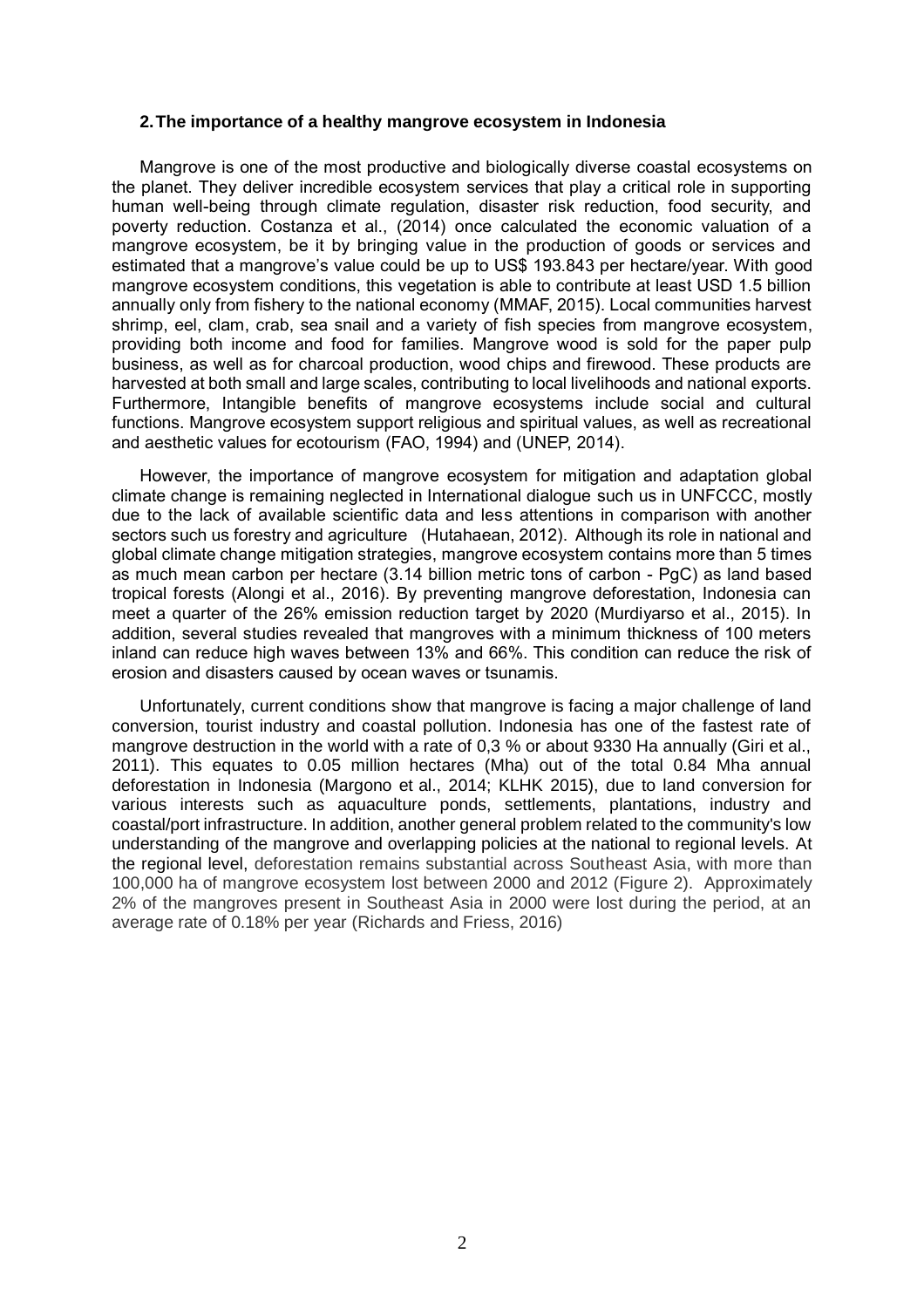## 2. The importance of a healthy mangrove ecosystem in Indonesia

Mangrove is one of the most productive and biologically diverse coastal ecosystems on the planet. They deliver incredible ecosystem services that play a critical role in supporting human well-being through climate regulation, disaster risk reduction, food security, and poverty reduction. Costanza et al., (2014) once calculated the economic valuation of a mangrove ecosystem, be it by bringing value in the production of goods or services and estimated that a mangrove's value could be up to US$ 193.843 per hectare/year. With good mangrove ecosystem conditions, this vegetation is able to contribute at least USD 1.5 billion annually only from fishery to the national economy (MMAF, 2015). Local communities harvest shrimp, eel, clam, crab, sea snail and a variety of fish species from mangrove ecosystem, providing both income and food for families. Mangrove wood is sold for the paper pulp business, as well as for charcoal production, wood chips and firewood. These products are harvested at both small and large scales, contributing to local livelihoods and national exports. Furthermore, Intangible benefits of mangrove ecosystems include social and cultural functions. Mangrove ecosystem support religious and spiritual values, as well as recreational and aesthetic values for ecotourism (FAO, 1994) and (UNEP, 2014).

However, the importance of mangrove ecosystem for mitigation and adaptation global climate change is remaining neglected in International dialogue such us in UNFCCC, mostly due to the lack of available scientific data and less attentions in comparison with another sectors such us forestry and agriculture (Hutahaean, 2012). Although its role in national and global climate change mitigation strategies, mangrove ecosystem contains more than 5 times as much mean carbon per hectare (3.14 billion metric tons of carbon - PgC) as land based tropical forests (Alongi et al., 2016). By preventing mangrove deforestation, Indonesia can meet a quarter of the 26% emission reduction target by 2020 (Murdiyarso et al., 2015). In addition, several studies revealed that mangroves with a minimum thickness of 100 meters inland can reduce high waves between 13% and 66%. This condition can reduce the risk of erosion and disasters caused by ocean waves or tsunamis.

Unfortunately, current conditions show that mangrove is facing a major challenge of land conversion, tourist industry and coastal pollution. Indonesia has one of the fastest rate of mangrove destruction in the world with a rate of 0,3 % or about 9330 Ha annually (Giri et al., 2011). This equates to 0.05 million hectares (Mha) out of the total 0.84 Mha annual deforestation in Indonesia (Margono et al., 2014; KLHK 2015), due to land conversion for various interests such as aquaculture ponds, settlements, plantations, industry and coastal/port infrastructure. In addition, another general problem related to the community's low understanding of the mangrove and overlapping policies at the national to regional levels. At the regional level, deforestation remains substantial across Southeast Asia, with more than 100,000 ha of mangrove ecosystem lost between 2000 and 2012 (Figure 2). Approximately 2% of the mangroves present in Southeast Asia in 2000 were lost during the period, at an average rate of 0.18% per year (Richards and Friess, 2016)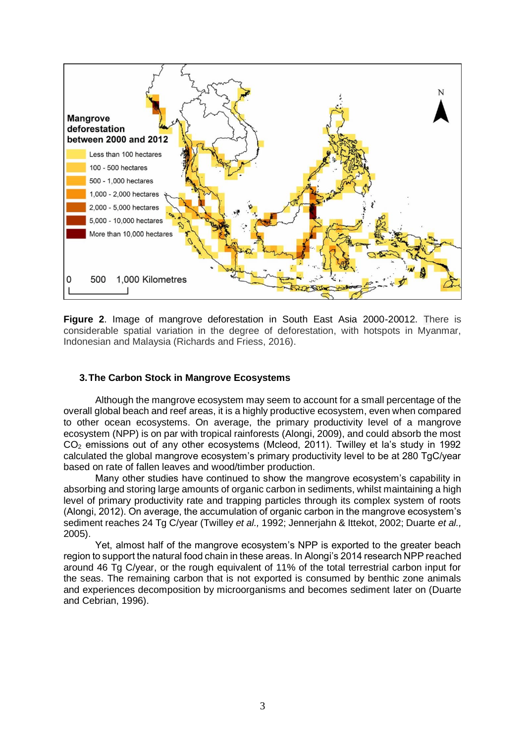**Figure 2**. Image of mangrove deforestation in South East Asia 2000-20012. There is considerable spatial variation in the degree of deforestation, with hotspots in Myanmar, Indonesian and Malaysia (Richards and Friess, 2016).

### 3. The Carbon Stock in Mangrove Ecosystems

Although the mangrove ecosystem may seem to account for a small percentage of the overall global beach and reef areas, it is a highly productive ecosystem, even when compared to other ocean ecosystems. On average, the primary productivity level of a mangrove ecosystem (NPP) is on par with tropical rainforests (Alongi, 2009), and could absorb the most $CO_2$ emissions out of any other ecosystems (Mcleod, 2011). Twilley et la's study in 1992 calculated the global mangrove ecosystem's primary productivity level to be at 280 TgC/year based on rate of fallen leaves and wood/timber production.

Many other studies have continued to show the mangrove ecosystem's capability in absorbing and storing large amounts of organic carbon in sediments, whilst maintaining a high level of primary productivity rate and trapping particles through its complex system of roots (Alongi, 2012). On average, the accumulation of organic carbon in the mangrove ecosystem's sediment reaches 24 Tg C/year (Twilley *et al.,* 1992; Jennerjahn & Ittekot, 2002; Duarte *et al.,* 2005).

Yet, almost half of the mangrove ecosystem's NPP is exported to the greater beach region to support the natural food chain in these areas. In Alongi's 2014 research NPP reached around 46 Tg C/year, or the rough equivalent of 11% of the total terrestrial carbon input for the seas. The remaining carbon that is not exported is consumed by benthic zone animals and experiences decomposition by microorganisms and becomes sediment later on (Duarte and Cebrian, 1996).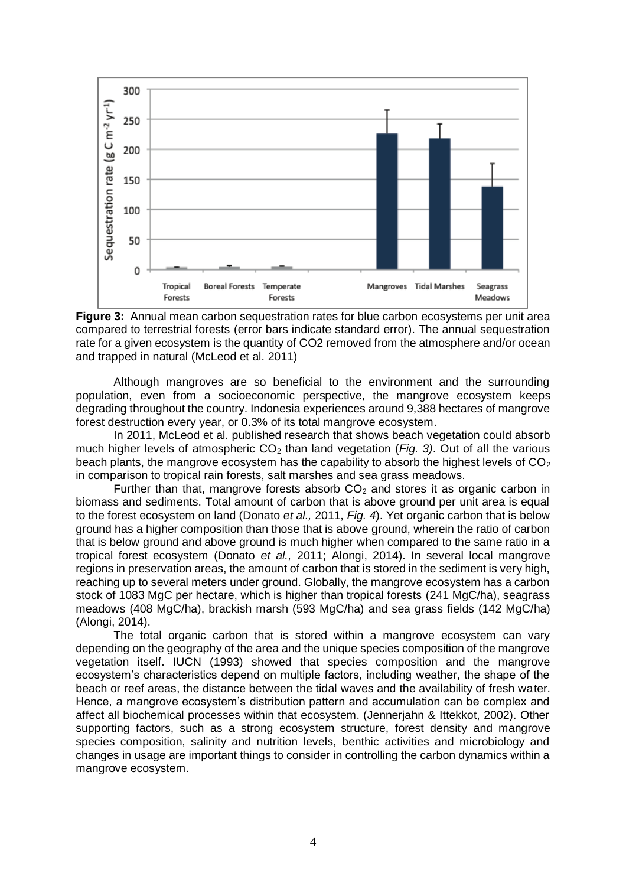**Figure 3:** Annual mean carbon sequestration rates for blue carbon ecosystems per unit area compared to terrestrial forests (error bars indicate standard error). The annual sequestration rate for a given ecosystem is the quantity of CO2 removed from the atmosphere and/or ocean and trapped in natural (McLeod et al. 2011)

Although mangroves are so beneficial to the environment and the surrounding population, even from a socioeconomic perspective, the mangrove ecosystem keeps degrading throughout the country. Indonesia experiences around 9,388 hectares of mangrove forest destruction every year, or 0.3% of its total mangrove ecosystem.

In 2011, McLeod et al. published research that shows beach vegetation could absorb much higher levels of atmospheric $CO_2$ than land vegetation (*Fig. 3)*. Out of all the various beach plants, the mangrove ecosystem has the capability to absorb the highest levels of $CO_2$ in comparison to tropical rain forests, salt marshes and sea grass meadows.

Further than that, mangrove forests absorb $CO_2$ and stores it as organic carbon in biomass and sediments. Total amount of carbon that is above ground per unit area is equal to the forest ecosystem on land (Donato *et al.,* 2011, *Fig. 4*). Yet organic carbon that is below ground has a higher composition than those that is above ground, wherein the ratio of carbon that is below ground and above ground is much higher when compared to the same ratio in a tropical forest ecosystem (Donato *et al.,* 2011; Alongi, 2014). In several local mangrove regions in preservation areas, the amount of carbon that is stored in the sediment is very high, reaching up to several meters under ground. Globally, the mangrove ecosystem has a carbon stock of 1083 MgC per hectare, which is higher than tropical forests (241 MgC/ha), seagrass meadows (408 MgC/ha), brackish marsh (593 MgC/ha) and sea grass fields (142 MgC/ha) (Alongi, 2014).

The total organic carbon that is stored within a mangrove ecosystem can vary depending on the geography of the area and the unique species composition of the mangrove vegetation itself. IUCN (1993) showed that species composition and the mangrove ecosystem's characteristics depend on multiple factors, including weather, the shape of the beach or reef areas, the distance between the tidal waves and the availability of fresh water. Hence, a mangrove ecosystem's distribution pattern and accumulation can be complex and affect all biochemical processes within that ecosystem. (Jennerjahn & Ittekkot, 2002). Other supporting factors, such as a strong ecosystem structure, forest density and mangrove species composition, salinity and nutrition levels, benthic activities and microbiology and changes in usage are important things to consider in controlling the carbon dynamics within a mangrove ecosystem.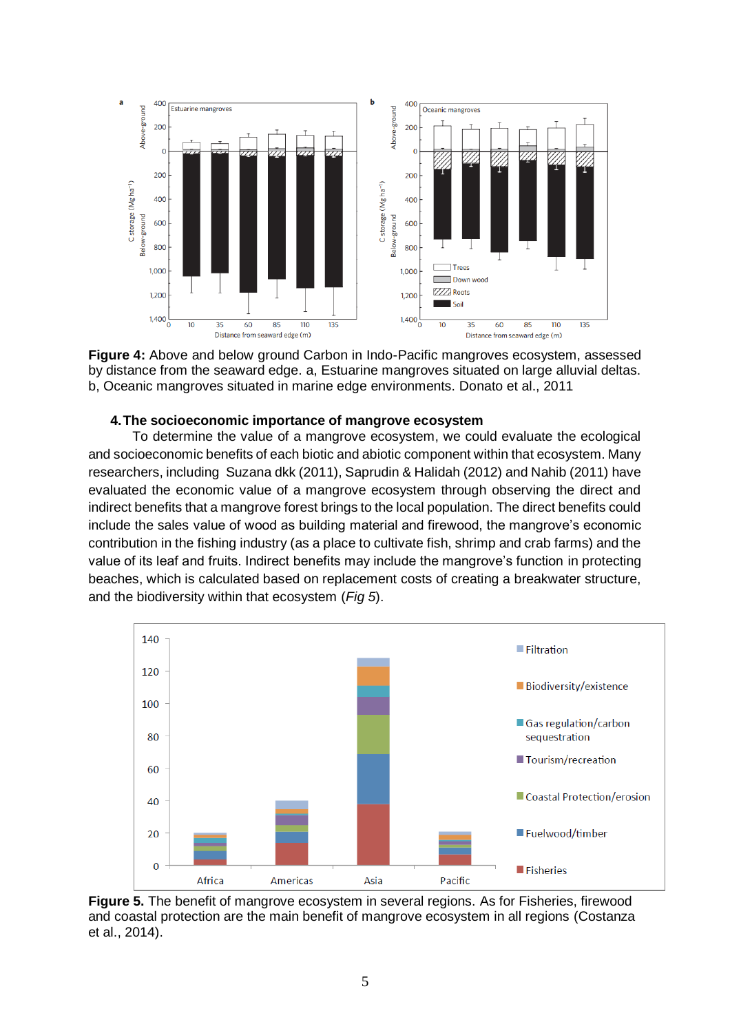**Figure 4:** Above and below ground Carbon in Indo-Pacific mangroves ecosystem, assessed by distance from the seaward edge. a, Estuarine mangroves situated on large alluvial deltas. b, Oceanic mangroves situated in marine edge environments. Donato et al., 2011

## 4. The socioeconomic importance of mangrove ecosystem

To determine the value of a mangrove ecosystem, we could evaluate the ecological and socioeconomic benefits of each biotic and abiotic component within that ecosystem. Many researchers, including Suzana dkk (2011), Saprudin & Halidah (2012) and Nahib (2011) have evaluated the economic value of a mangrove ecosystem through observing the direct and indirect benefits that a mangrove forest brings to the local population. The direct benefits could include the sales value of wood as building material and firewood, the mangrove's economic contribution in the fishing industry (as a place to cultivate fish, shrimp and crab farms) and the value of its leaf and fruits. Indirect benefits may include the mangrove's function in protecting beaches, which is calculated based on replacement costs of creating a breakwater structure, and the biodiversity within that ecosystem (*Fig 5*).

**Figure 5.** The benefit of mangrove ecosystem in several regions. As for Fisheries, firewood and coastal protection are the main benefit of mangrove ecosystem in all regions (Costanza et al., 2014).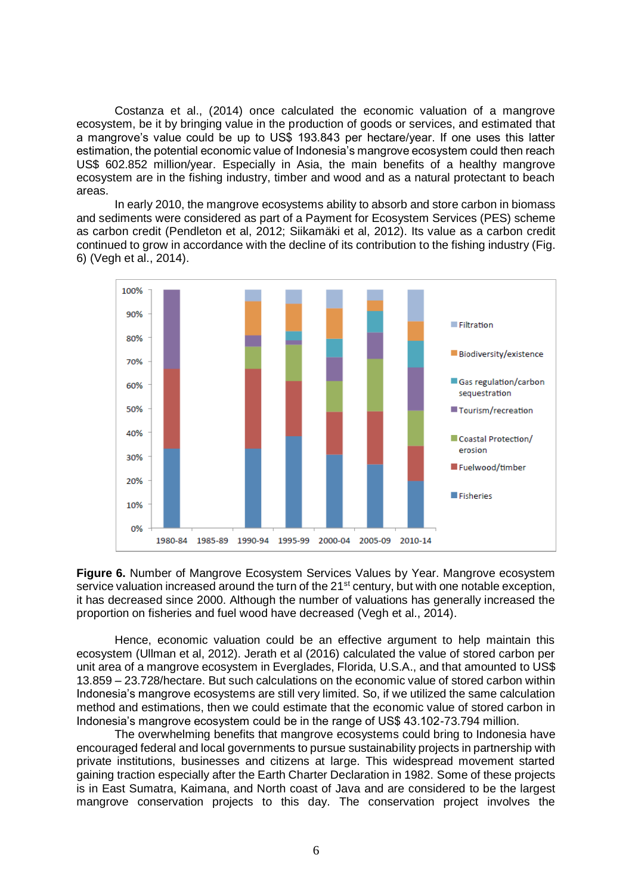Costanza et al., (2014) once calculated the economic valuation of a mangrove ecosystem, be it by bringing value in the production of goods or services, and estimated that a mangrove's value could be up to US$ 193.843 per hectare/year. If one uses this latter estimation, the potential economic value of Indonesia's mangrove ecosystem could then reach US$ 602.852 million/year. Especially in Asia, the main benefits of a healthy mangrove ecosystem are in the fishing industry, timber and wood and as a natural protectant to beach areas.

In early 2010, the mangrove ecosystems ability to absorb and store carbon in biomass and sediments were considered as part of a Payment for Ecosystem Services (PES) scheme as carbon credit (Pendleton et al, 2012; Siikamäki et al, 2012). Its value as a carbon credit continued to grow in accordance with the decline of its contribution to the fishing industry (Fig. 6) (Vegh et al., 2014).

**Figure 6.** Number of Mangrove Ecosystem Services Values by Year. Mangrove ecosystem service valuation increased around the turn of the 21st century, but with one notable exception, it has decreased since 2000. Although the number of valuations has generally increased the proportion on fisheries and fuel wood have decreased (Vegh et al., 2014).

Hence, economic valuation could be an effective argument to help maintain this ecosystem (Ullman et al, 2012). Jerath et al (2016) calculated the value of stored carbon per unit area of a mangrove ecosystem in Everglades, Florida, U.S.A., and that amounted to US$ 13.859 – 23.728/hectare. But such calculations on the economic value of stored carbon within Indonesia's mangrove ecosystems are still very limited. So, if we utilized the same calculation method and estimations, then we could estimate that the economic value of stored carbon in Indonesia's mangrove ecosystem could be in the range of US$ 43.102-73.794 million.

The overwhelming benefits that mangrove ecosystems could bring to Indonesia have encouraged federal and local governments to pursue sustainability projects in partnership with private institutions, businesses and citizens at large. This widespread movement started gaining traction especially after the Earth Charter Declaration in 1982. Some of these projects is in East Sumatra, Kaimana, and North coast of Java and are considered to be the largest mangrove conservation projects to this day. The conservation project involves the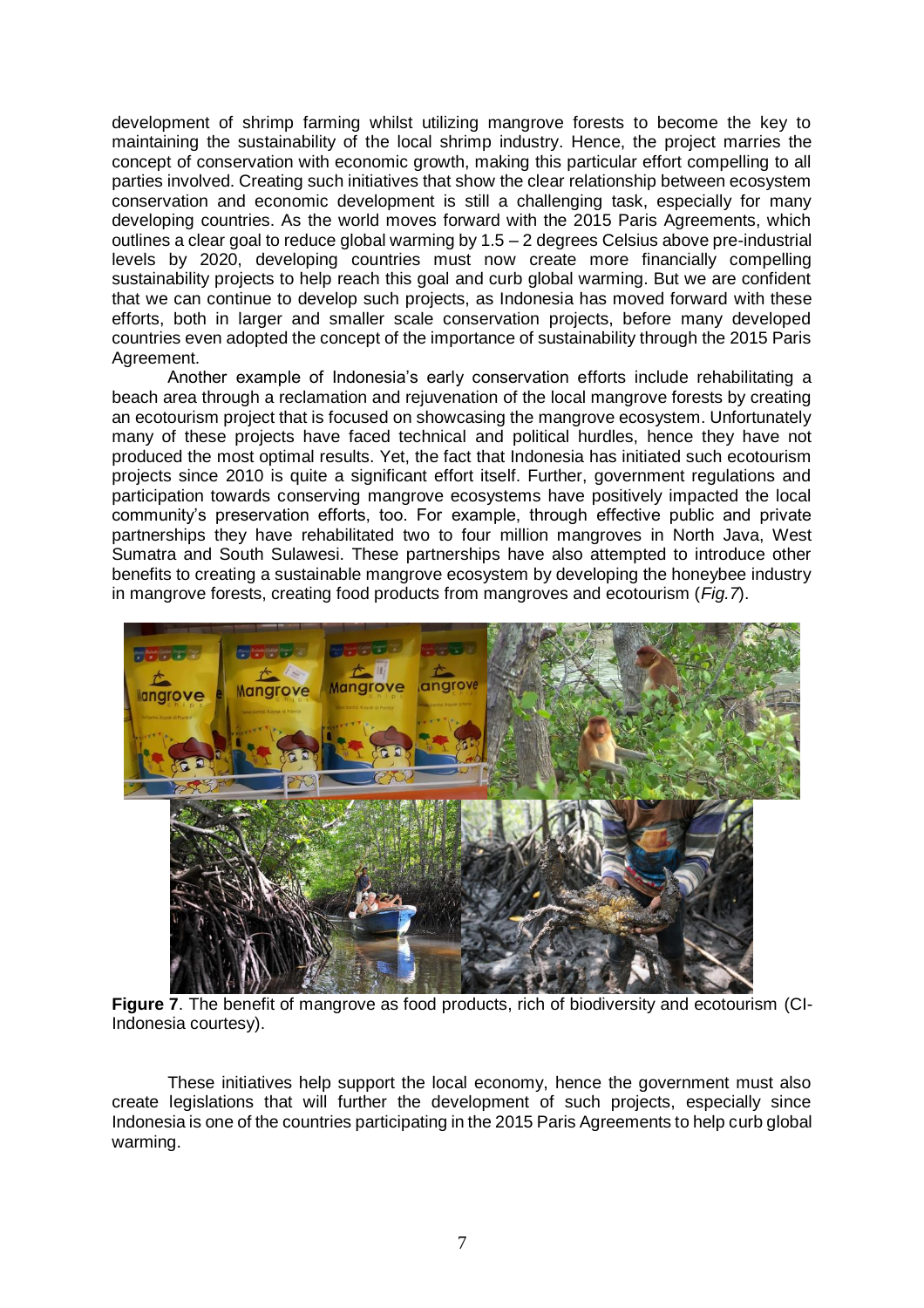development of shrimp farming whilst utilizing mangrove forests to become the key to maintaining the sustainability of the local shrimp industry. Hence, the project marries the concept of conservation with economic growth, making this particular effort compelling to all parties involved. Creating such initiatives that show the clear relationship between ecosystem conservation and economic development is still a challenging task, especially for many developing countries. As the world moves forward with the 2015 Paris Agreements, which outlines a clear goal to reduce global warming by 1.5 – 2 degrees Celsius above pre-industrial levels by 2020, developing countries must now create more financially compelling sustainability projects to help reach this goal and curb global warming. But we are confident that we can continue to develop such projects, as Indonesia has moved forward with these efforts, both in larger and smaller scale conservation projects, before many developed countries even adopted the concept of the importance of sustainability through the 2015 Paris Agreement.

Another example of Indonesia's early conservation efforts include rehabilitating a beach area through a reclamation and rejuvenation of the local mangrove forests by creating an ecotourism project that is focused on showcasing the mangrove ecosystem. Unfortunately many of these projects have faced technical and political hurdles, hence they have not produced the most optimal results. Yet, the fact that Indonesia has initiated such ecotourism projects since 2010 is quite a significant effort itself. Further, government regulations and participation towards conserving mangrove ecosystems have positively impacted the local community's preservation efforts, too. For example, through effective public and private partnerships they have rehabilitated two to four million mangroves in North Java, West Sumatra and South Sulawesi. These partnerships have also attempted to introduce other benefits to creating a sustainable mangrove ecosystem by developing the honeybee industry in mangrove forests, creating food products from mangroves and ecotourism (*Fig.7*).

**Figure 7**. The benefit of mangrove as food products, rich of biodiversity and ecotourism (CI-Indonesia courtesy).

These initiatives help support the local economy, hence the government must also create legislations that will further the development of such projects, especially since Indonesia is one of the countries participating in the 2015 Paris Agreements to help curb global warming.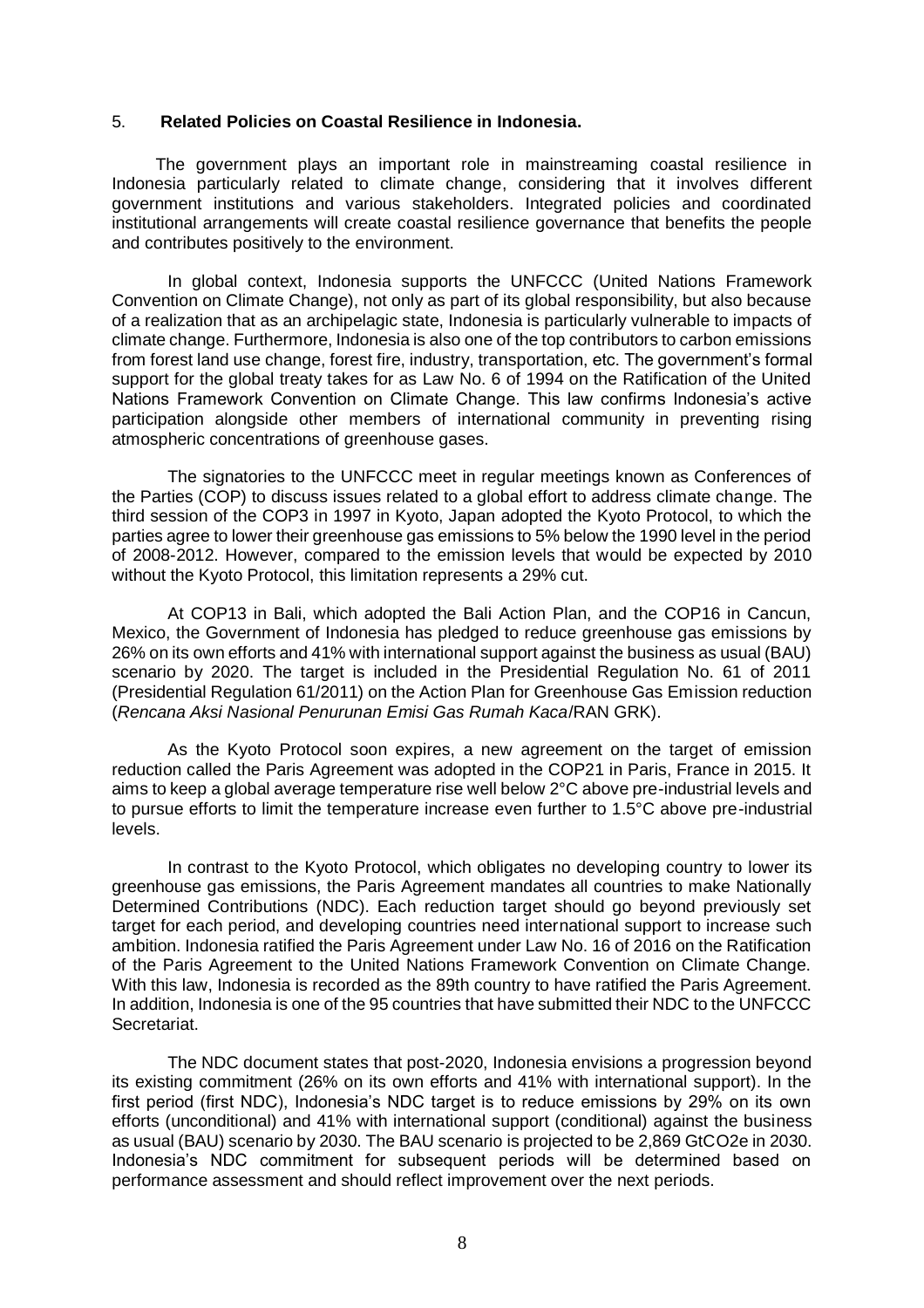## 5. **Related Policies on Coastal Resilience in Indonesia.**

The government plays an important role in mainstreaming coastal resilience in Indonesia particularly related to climate change, considering that it involves different government institutions and various stakeholders. Integrated policies and coordinated institutional arrangements will create coastal resilience governance that benefits the people and contributes positively to the environment.

In global context, Indonesia supports the UNFCCC (United Nations Framework Convention on Climate Change), not only as part of its global responsibility, but also because of a realization that as an archipelagic state, Indonesia is particularly vulnerable to impacts of climate change. Furthermore, Indonesia is also one of the top contributors to carbon emissions from forest land use change, forest fire, industry, transportation, etc. The government's formal support for the global treaty takes for as Law No. 6 of 1994 on the Ratification of the United Nations Framework Convention on Climate Change. This law confirms Indonesia's active participation alongside other members of international community in preventing rising atmospheric concentrations of greenhouse gases.

The signatories to the UNFCCC meet in regular meetings known as Conferences of the Parties (COP) to discuss issues related to a global effort to address climate change. The third session of the COP3 in 1997 in Kyoto, Japan adopted the Kyoto Protocol, to which the parties agree to lower their greenhouse gas emissions to 5% below the 1990 level in the period of 2008-2012. However, compared to the emission levels that would be expected by 2010 without the Kyoto Protocol, this limitation represents a 29% cut.

At COP13 in Bali, which adopted the Bali Action Plan, and the COP16 in Cancun, Mexico, the Government of Indonesia has pledged to reduce greenhouse gas emissions by 26% on its own efforts and 41% with international support against the business as usual (BAU) scenario by 2020. The target is included in the Presidential Regulation No. 61 of 2011 (Presidential Regulation 61/2011) on the Action Plan for Greenhouse Gas Emission reduction (*Rencana Aksi Nasional Penurunan Emisi Gas Rumah Kaca*/RAN GRK).

As the Kyoto Protocol soon expires, a new agreement on the target of emission reduction called the Paris Agreement was adopted in the COP21 in Paris, France in 2015. It aims to keep a global average temperature rise well below 2°C above pre-industrial levels and to pursue efforts to limit the temperature increase even further to 1.5°C above pre-industrial levels.

In contrast to the Kyoto Protocol, which obligates no developing country to lower its greenhouse gas emissions, the Paris Agreement mandates all countries to make Nationally Determined Contributions (NDC). Each reduction target should go beyond previously set target for each period, and developing countries need international support to increase such ambition. Indonesia ratified the Paris Agreement under Law No. 16 of 2016 on the Ratification of the Paris Agreement to the United Nations Framework Convention on Climate Change. With this law, Indonesia is recorded as the 89th country to have ratified the Paris Agreement. In addition, Indonesia is one of the 95 countries that have submitted their NDC to the UNFCCC Secretariat.

The NDC document states that post-2020, Indonesia envisions a progression beyond its existing commitment (26% on its own efforts and 41% with international support). In the first period (first NDC), Indonesia's NDC target is to reduce emissions by 29% on its own efforts (unconditional) and 41% with international support (conditional) against the business as usual (BAU) scenario by 2030. The BAU scenario is projected to be 2,869 GtCO2e in 2030. Indonesia's NDC commitment for subsequent periods will be determined based on performance assessment and should reflect improvement over the next periods.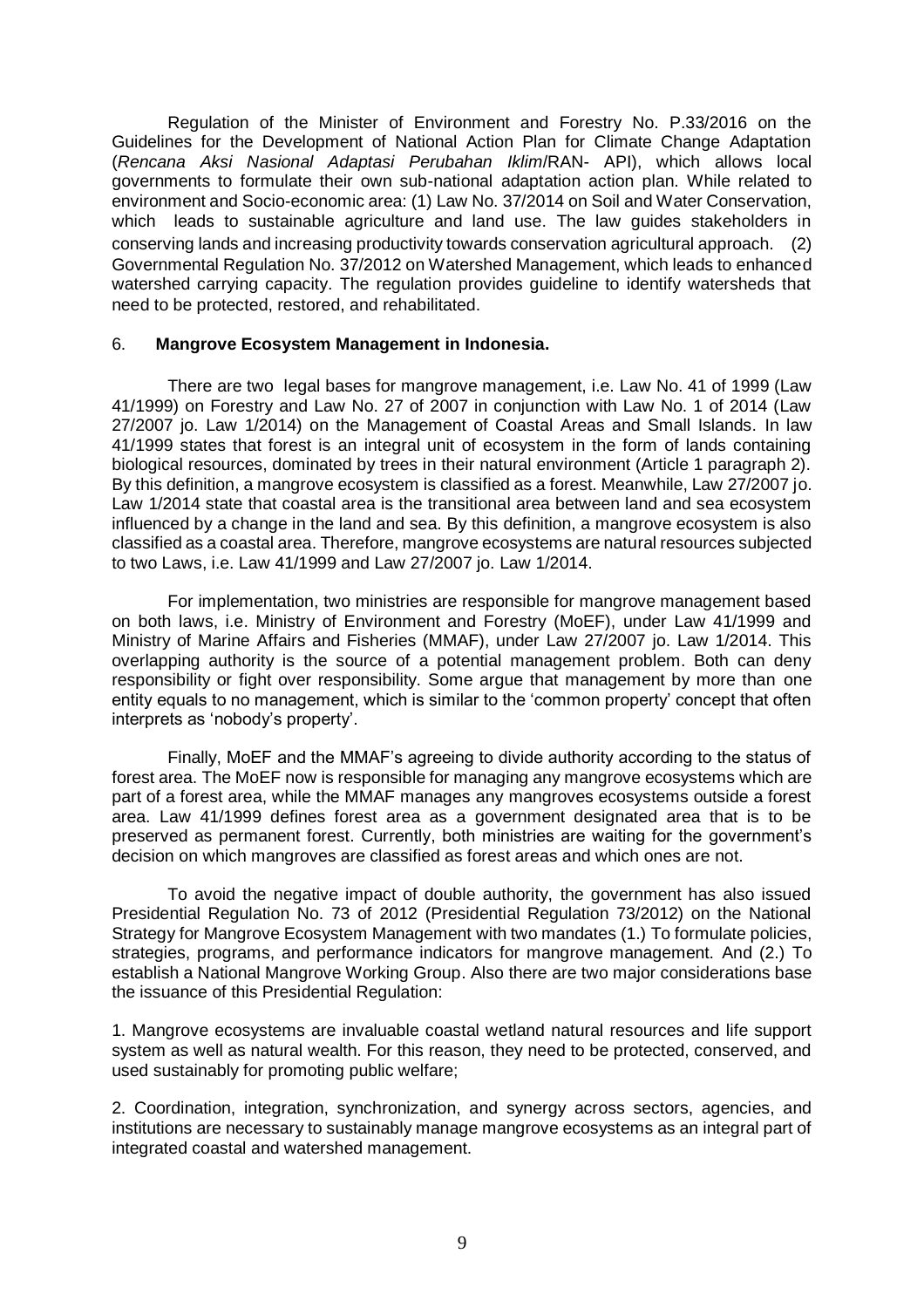Regulation of the Minister of Environment and Forestry No. P.33/2016 on the Guidelines for the Development of National Action Plan for Climate Change Adaptation (*Rencana Aksi Nasional Adaptasi Perubahan Iklim*/RAN- API), which allows local governments to formulate their own sub-national adaptation action plan. While related to environment and Socio-economic area: (1) Law No. 37/2014 on Soil and Water Conservation, which leads to sustainable agriculture and land use. The law guides stakeholders in conserving lands and increasing productivity towards conservation agricultural approach. (2) Governmental Regulation No. 37/2012 on Watershed Management, which leads to enhanced watershed carrying capacity. The regulation provides guideline to identify watersheds that need to be protected, restored, and rehabilitated.

## 6. **Mangrove Ecosystem Management in Indonesia.**

There are two legal bases for mangrove management, i.e. Law No. 41 of 1999 (Law 41/1999) on Forestry and Law No. 27 of 2007 in conjunction with Law No. 1 of 2014 (Law 27/2007 jo. Law 1/2014) on the Management of Coastal Areas and Small Islands. In law 41/1999 states that forest is an integral unit of ecosystem in the form of lands containing biological resources, dominated by trees in their natural environment (Article 1 paragraph 2). By this definition, a mangrove ecosystem is classified as a forest. Meanwhile, Law 27/2007 jo. Law 1/2014 state that coastal area is the transitional area between land and sea ecosystem influenced by a change in the land and sea. By this definition, a mangrove ecosystem is also classified as a coastal area. Therefore, mangrove ecosystems are natural resources subjected to two Laws, i.e. Law 41/1999 and Law 27/2007 jo. Law 1/2014.

For implementation, two ministries are responsible for mangrove management based on both laws, i.e. Ministry of Environment and Forestry (MoEF), under Law 41/1999 and Ministry of Marine Affairs and Fisheries (MMAF), under Law 27/2007 jo. Law 1/2014. This overlapping authority is the source of a potential management problem. Both can deny responsibility or fight over responsibility. Some argue that management by more than one entity equals to no management, which is similar to the 'common property' concept that often interprets as 'nobody's property'.

Finally, MoEF and the MMAF's agreeing to divide authority according to the status of forest area. The MoEF now is responsible for managing any mangrove ecosystems which are part of a forest area, while the MMAF manages any mangroves ecosystems outside a forest area. Law 41/1999 defines forest area as a government designated area that is to be preserved as permanent forest. Currently, both ministries are waiting for the government's decision on which mangroves are classified as forest areas and which ones are not.

To avoid the negative impact of double authority, the government has also issued Presidential Regulation No. 73 of 2012 (Presidential Regulation 73/2012) on the National Strategy for Mangrove Ecosystem Management with two mandates (1.) To formulate policies, strategies, programs, and performance indicators for mangrove management. And (2.) To establish a National Mangrove Working Group. Also there are two major considerations base the issuance of this Presidential Regulation:

1. Mangrove ecosystems are invaluable coastal wetland natural resources and life support system as well as natural wealth. For this reason, they need to be protected, conserved, and used sustainably for promoting public welfare;

2. Coordination, integration, synchronization, and synergy across sectors, agencies, and institutions are necessary to sustainably manage mangrove ecosystems as an integral part of integrated coastal and watershed management.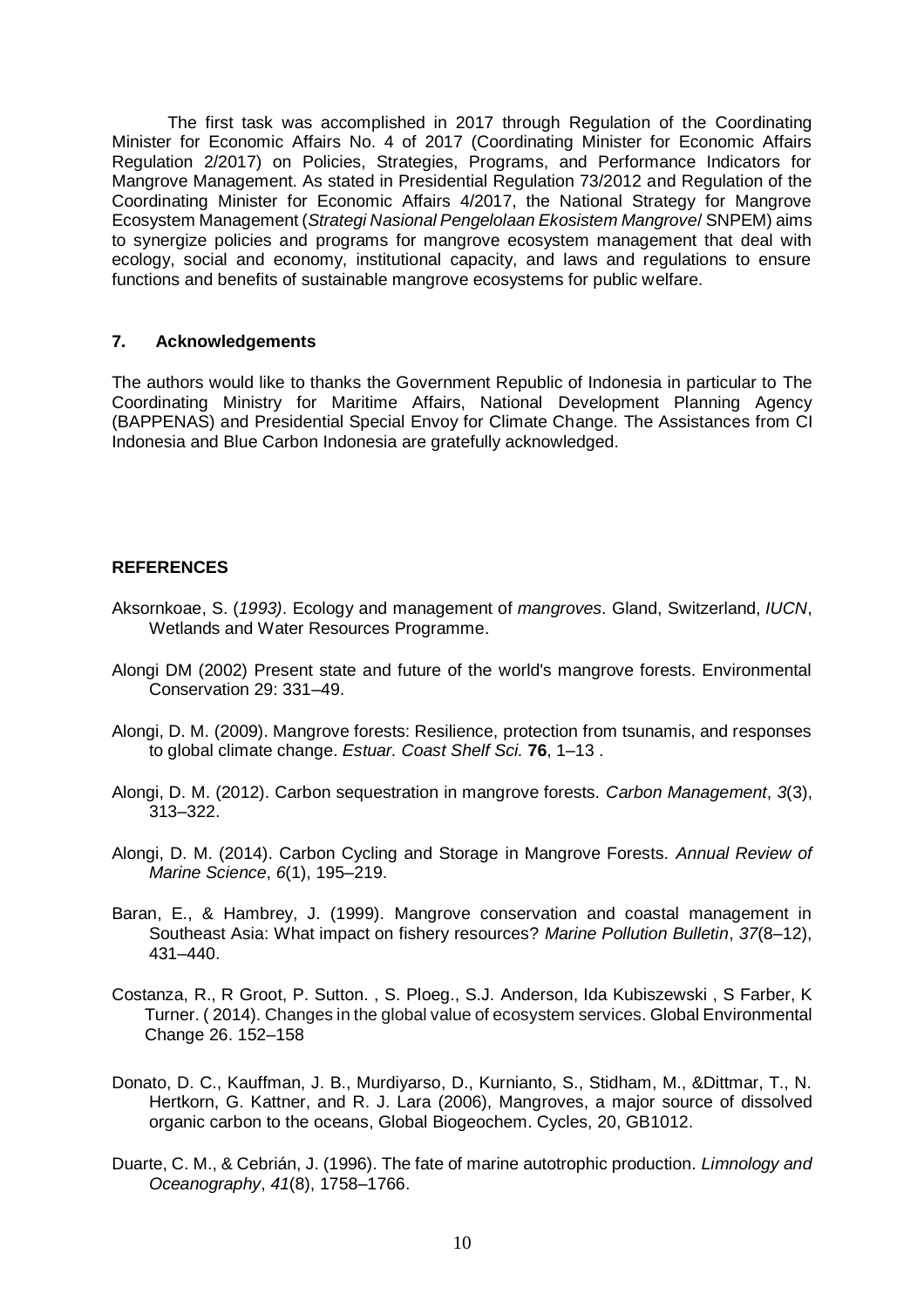The first task was accomplished in 2017 through Regulation of the Coordinating Minister for Economic Affairs No. 4 of 2017 (Coordinating Minister for Economic Affairs Regulation 2/2017) on Policies, Strategies, Programs, and Performance Indicators for Mangrove Management. As stated in Presidential Regulation 73/2012 and Regulation of the Coordinating Minister for Economic Affairs 4/2017, the National Strategy for Mangrove Ecosystem Management (*Strategi Nasional Pengelolaan Ekosistem Mangrove*/ SNPEM) aims to synergize policies and programs for mangrove ecosystem management that deal with ecology, social and economy, institutional capacity, and laws and regulations to ensure functions and benefits of sustainable mangrove ecosystems for public welfare.

## 7. Acknowledgements

The authors would like to thanks the Government Republic of Indonesia in particular to The Coordinating Ministry for Maritime Affairs, National Development Planning Agency (BAPPENAS) and Presidential Special Envoy for Climate Change. The Assistances from CI Indonesia and Blue Carbon Indonesia are gratefully acknowledged.

## REFERENCES

Aksornkoae, S. (*1993)*. Ecology and management of *mangroves*. Gland, Switzerland, *IUCN*, Wetlands and Water Resources Programme.

Alongi DM (2002) Present state and future of the world's mangrove forests. Environmental Conservation 29: 331–49.

Alongi, D. M. (2009). Mangrove forests: Resilience, protection from tsunamis, and responses to global climate change. *Estuar. Coast Shelf Sci.* **76**, 1–13 .

Alongi, D. M. (2012). Carbon sequestration in mangrove forests. *Carbon Management*, *3*(3), 313–322.

Alongi, D. M. (2014). Carbon Cycling and Storage in Mangrove Forests. *Annual Review of Marine Science*, *6*(1), 195–219.

Baran, E., & Hambrey, J. (1999). Mangrove conservation and coastal management in Southeast Asia: What impact on fishery resources? *Marine Pollution Bulletin*, *37*(8–12), 431–440.

Costanza, R., R Groot, P. Sutton. , S. Ploeg., S.J. Anderson, Ida Kubiszewski , S Farber, K Turner. ( 2014). Changes in the global value of ecosystem services. Global Environmental Change 26. 152–158

Donato, D. C., Kauffman, J. B., Murdiyarso, D., Kurnianto, S., Stidham, M., &Dittmar, T., N. Hertkorn, G. Kattner, and R. J. Lara (2006), Mangroves, a major source of dissolved organic carbon to the oceans, Global Biogeochem. Cycles, 20, GB1012.

Duarte, C. M., & Cebrián, J. (1996). The fate of marine autotrophic production. *Limnology and Oceanography*, *41*(8), 1758–1766.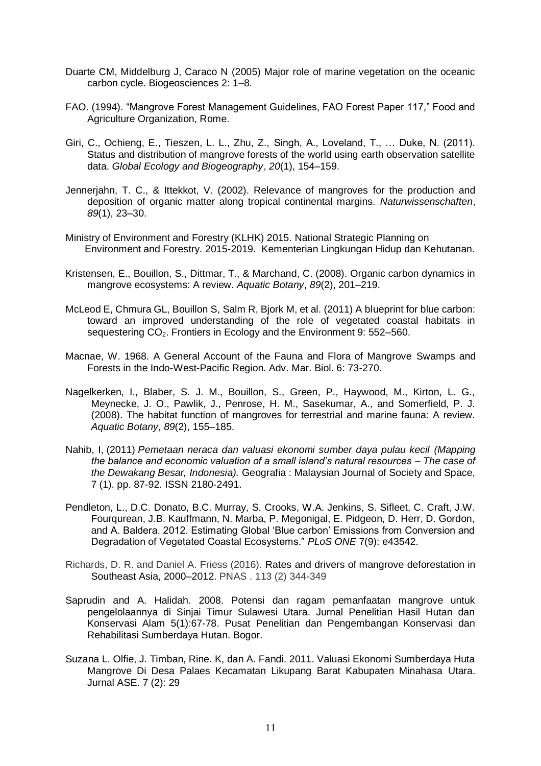Duarte CM, Middelburg J, Caraco N (2005) Major role of marine vegetation on the oceanic carbon cycle. Biogeosciences 2: 1–8.

FAO. (1994). “Mangrove Forest Management Guidelines, FAO Forest Paper 117,” Food and Agriculture Organization, Rome.

Giri, C., Ochieng, E., Tieszen, L. L., Zhu, Z., Singh, A., Loveland, T., … Duke, N. (2011). Status and distribution of mangrove forests of the world using earth observation satellite data. *Global Ecology and Biogeography*, *20*(1), 154–159.

Jennerjahn, T. C., & Ittekkot, V. (2002). Relevance of mangroves for the production and deposition of organic matter along tropical continental margins. *Naturwissenschaften*, *89*(1), 23–30.

Ministry of Environment and Forestry (KLHK) 2015. National Strategic Planning on Environment and Forestry. 2015-2019. Kementerian Lingkungan Hidup dan Kehutanan.

Kristensen, E., Bouillon, S., Dittmar, T., & Marchand, C. (2008). Organic carbon dynamics in mangrove ecosystems: A review. *Aquatic Botany*, *89*(2), 201–219.

McLeod E, Chmura GL, Bouillon S, Salm R, Bjork M, et al. (2011) A blueprint for blue carbon: toward an improved understanding of the role of vegetated coastal habitats in sequestering $CO_2$. Frontiers in Ecology and the Environment 9: 552–560.

Macnae, W. 1968. A General Account of the Fauna and Flora of Mangrove Swamps and Forests in the Indo-West-Pacific Region. Adv. Mar. Biol. 6: 73-270.

Nagelkerken, I., Blaber, S. J. M., Bouillon, S., Green, P., Haywood, M., Kirton, L. G., Meynecke, J. O., Pawlik, J., Penrose, H. M., Sasekumar, A., and Somerfield, P. J. (2008). The habitat function of mangroves for terrestrial and marine fauna: A review. *Aquatic Botany*, *89*(2), 155–185.

Nahib, I, (2011) *Pemetaan neraca dan valuasi ekonomi sumber daya pulau kecil (Mapping the balance and economic valuation of a small island's natural resources – The case of the Dewakang Besar, Indonesia).* Geografia : Malaysian Journal of Society and Space, 7 (1). pp. 87-92. ISSN 2180-2491.

Pendleton, L., D.C. Donato, B.C. Murray, S. Crooks, W.A. Jenkins, S. Sifleet, C. Craft, J.W. Fourqurean, J.B. Kauffmann, N. Marba, P. Megonigal, E. Pidgeon, D. Herr, D. Gordon, and A. Baldera. 2012. Estimating Global ‘Blue carbon’ Emissions from Conversion and Degradation of Vegetated Coastal Ecosystems.” *PLoS ONE* 7(9): e43542.

Richards, D. R. and Daniel A. Friess (2016). Rates and drivers of mangrove deforestation in Southeast Asia, 2000–2012. PNAS . 113 (2) 344-349

Saprudin and A. Halidah. 2008. Potensi dan ragam pemanfaatan mangrove untuk pengelolaannya di Sinjai Timur Sulawesi Utara. Jurnal Penelitian Hasil Hutan dan Konservasi Alam 5(1):67-78. Pusat Penelitian dan Pengembangan Konservasi dan Rehabilitasi Sumberdaya Hutan. Bogor.

Suzana L. Olfie, J. Timban, Rine. K, dan A. Fandi. 2011. Valuasi Ekonomi Sumberdaya Huta Mangrove Di Desa Palaes Kecamatan Likupang Barat Kabupaten Minahasa Utara. Jurnal ASE. 7 (2): 29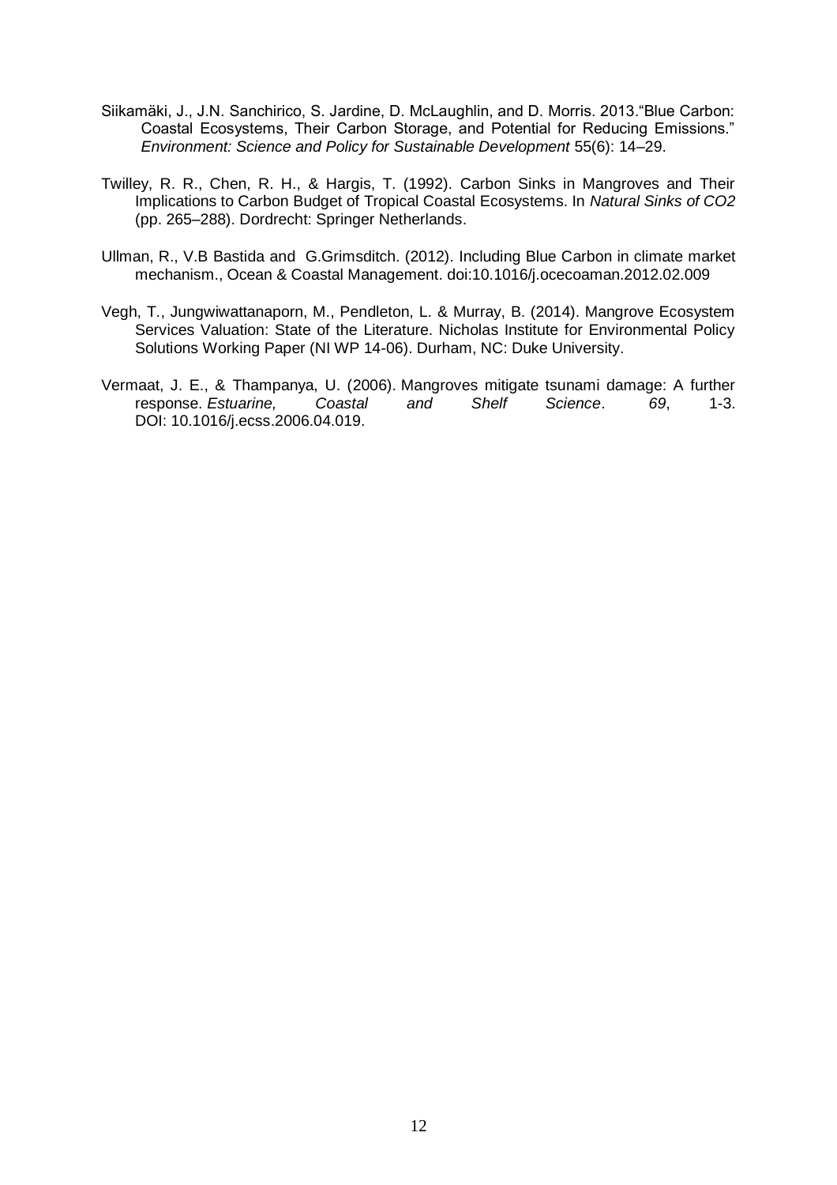Siikamäki, J., J.N. Sanchirico, S. Jardine, D. McLaughlin, and D. Morris. 2013."Blue Carbon: Coastal Ecosystems, Their Carbon Storage, and Potential for Reducing Emissions." *Environment: Science and Policy for Sustainable Development* 55(6): 14–29.

Twilley, R. R., Chen, R. H., & Hargis, T. (1992). Carbon Sinks in Mangroves and Their Implications to Carbon Budget of Tropical Coastal Ecosystems. In *Natural Sinks of CO2* (pp. 265–288). Dordrecht: Springer Netherlands.

Ullman, R., V.B Bastida and G.Grimsditch. (2012). Including Blue Carbon in climate market mechanism., Ocean & Coastal Management. doi:10.1016/j.ocecoaman.2012.02.009

Vegh, T., Jungwiwattanaporn, M., Pendleton, L. & Murray, B. (2014). Mangrove Ecosystem Services Valuation: State of the Literature. Nicholas Institute for Environmental Policy Solutions Working Paper (NI WP 14-06). Durham, NC: Duke University.

Vermaat, J. E., & Thampanya, U. (2006). Mangroves mitigate tsunami damage: A further response. *Estuarine, Coastal and Shelf Science*. *69*, 1-3. DOI: 10.1016/j.ecss.2006.04.019.